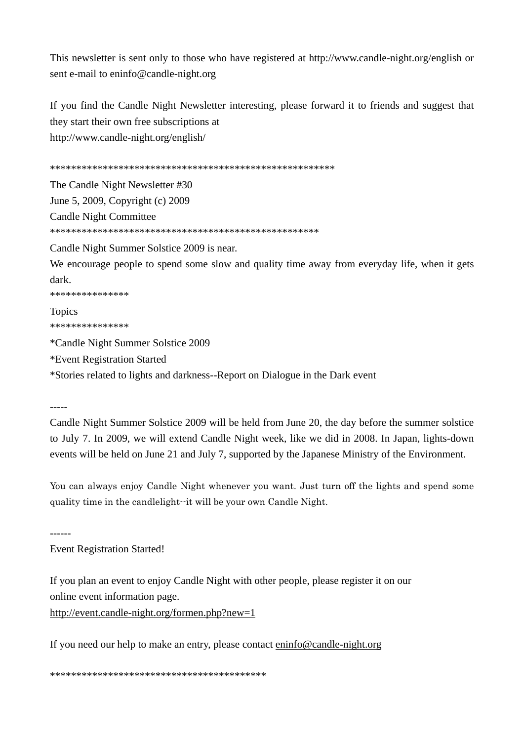This newsletter is sent only to those who have registered at http://www.candle-night.org/english or sent e-mail to eninfo@candle-night.org

If you find the Candle Night Newsletter interesting, please forward it to friends and suggest that they start their own free subscriptions at
http://www.candle-night.org/english/

*****************************************************
The Candle Night Newsletter #30
June 5, 2009, Copyright (c) 2009
Candle Night Committee
**************************************************

Candle Night Summer Solstice 2009 is near.
We encourage people to spend some slow and quality time away from everyday life, when it gets dark.

***************
Topics
***************

*Candle Night Summer Solstice 2009
*Event Registration Started
*Stories related to lights and darkness--Report on Dialogue in the Dark event

-----

Candle Night Summer Solstice 2009 will be held from June 20, the day before the summer solstice to July 7. In 2009, we will extend Candle Night week, like we did in 2008. In Japan, lights-down events will be held on June 21 and July 7, supported by the Japanese Ministry of the Environment.

You can always enjoy Candle Night whenever you want. Just turn off the lights and spend some quality time in the candlelight--it will be your own Candle Night.

------

Event Registration Started!

If you plan an event to enjoy Candle Night with other people, please register it on our online event information page.
http://event.candle-night.org/formen.php?new=1

If you need our help to make an entry, please contact eninfo@candle-night.org

****************************************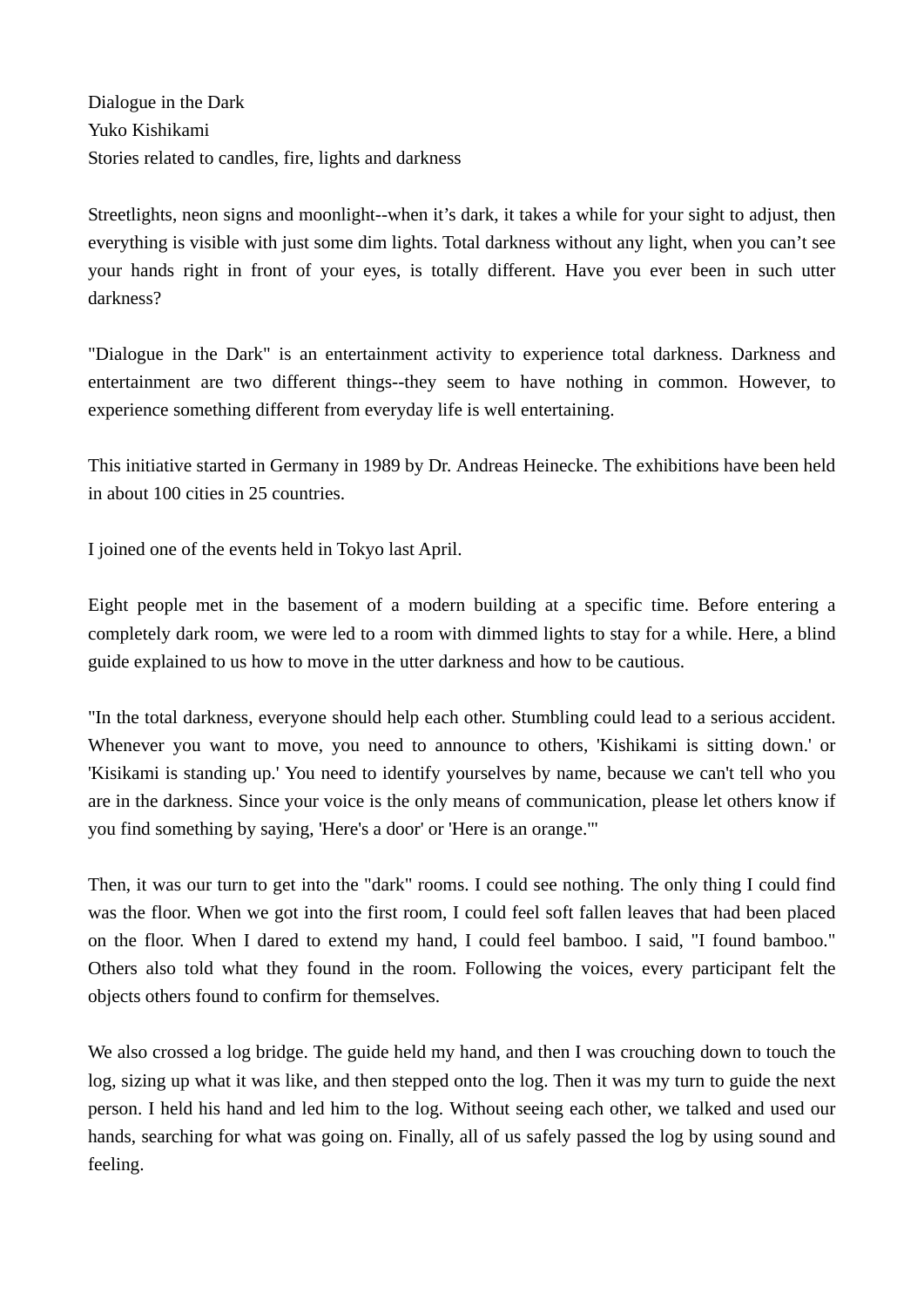Dialogue in the Dark
Yuko Kishikami
Stories related to candles, fire, lights and darkness

Streetlights, neon signs and moonlight--when it's dark, it takes a while for your sight to adjust, then everything is visible with just some dim lights. Total darkness without any light, when you can't see your hands right in front of your eyes, is totally different. Have you ever been in such utter darkness?

"Dialogue in the Dark" is an entertainment activity to experience total darkness. Darkness and entertainment are two different things--they seem to have nothing in common. However, to experience something different from everyday life is well entertaining.

This initiative started in Germany in 1989 by Dr. Andreas Heinecke. The exhibitions have been held in about 100 cities in 25 countries.

I joined one of the events held in Tokyo last April.

Eight people met in the basement of a modern building at a specific time. Before entering a completely dark room, we were led to a room with dimmed lights to stay for a while. Here, a blind guide explained to us how to move in the utter darkness and how to be cautious.

"In the total darkness, everyone should help each other. Stumbling could lead to a serious accident. Whenever you want to move, you need to announce to others, 'Kishikami is sitting down.' or 'Kisikami is standing up.' You need to identify yourselves by name, because we can't tell who you are in the darkness. Since your voice is the only means of communication, please let others know if you find something by saying, 'Here's a door' or 'Here is an orange.'"

Then, it was our turn to get into the "dark" rooms. I could see nothing. The only thing I could find was the floor. When we got into the first room, I could feel soft fallen leaves that had been placed on the floor. When I dared to extend my hand, I could feel bamboo. I said, "I found bamboo." Others also told what they found in the room. Following the voices, every participant felt the objects others found to confirm for themselves.

We also crossed a log bridge. The guide held my hand, and then I was crouching down to touch the log, sizing up what it was like, and then stepped onto the log. Then it was my turn to guide the next person. I held his hand and led him to the log. Without seeing each other, we talked and used our hands, searching for what was going on. Finally, all of us safely passed the log by using sound and feeling.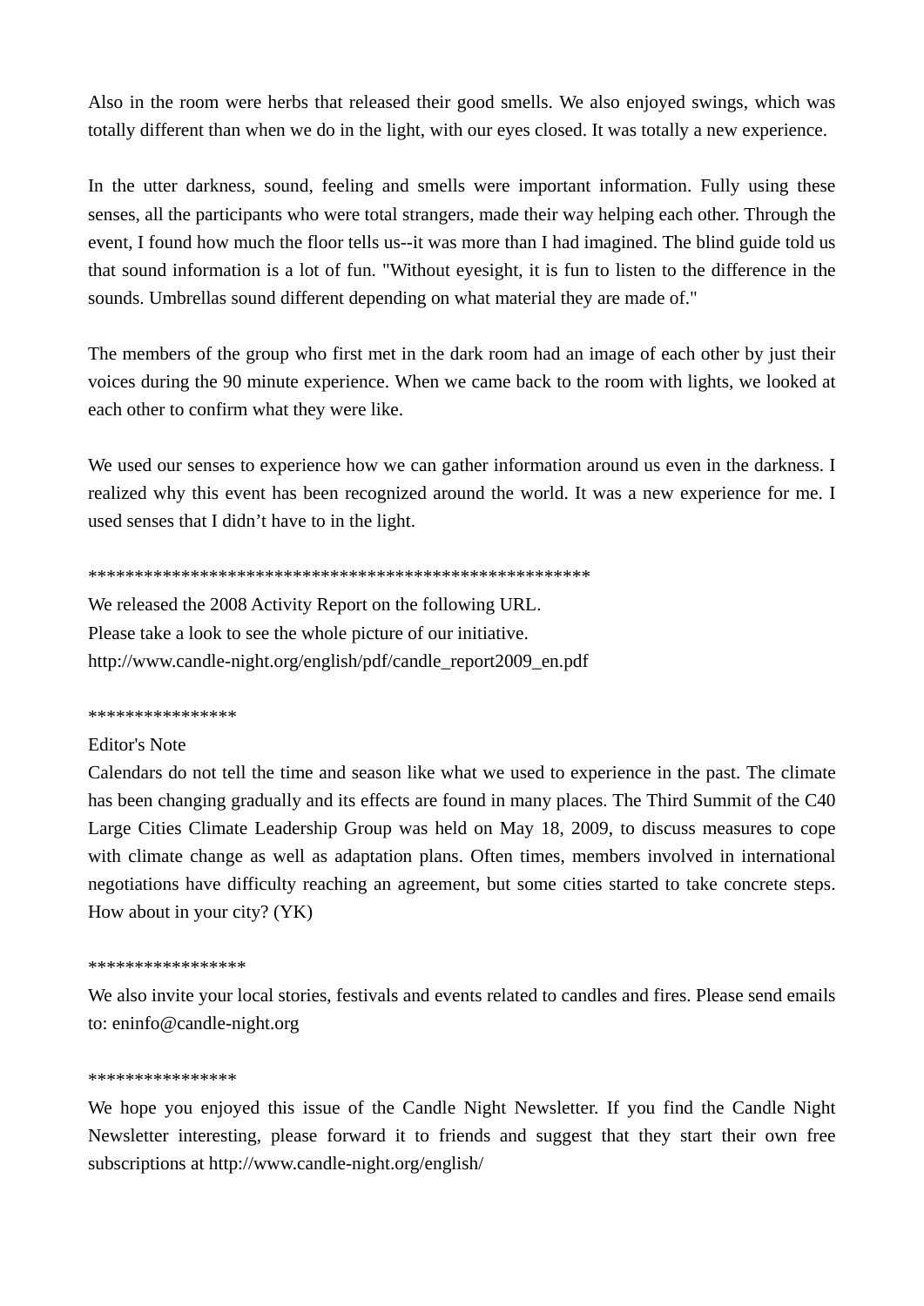Also in the room were herbs that released their good smells. We also enjoyed swings, which was totally different than when we do in the light, with our eyes closed. It was totally a new experience.

In the utter darkness, sound, feeling and smells were important information. Fully using these senses, all the participants who were total strangers, made their way helping each other. Through the event, I found how much the floor tells us--it was more than I had imagined. The blind guide told us that sound information is a lot of fun. "Without eyesight, it is fun to listen to the difference in the sounds. Umbrellas sound different depending on what material they are made of."

The members of the group who first met in the dark room had an image of each other by just their voices during the 90 minute experience. When we came back to the room with lights, we looked at each other to confirm what they were like.

We used our senses to experience how we can gather information around us even in the darkness. I realized why this event has been recognized around the world. It was a new experience for me. I used senses that I didn't have to in the light.

*****************************************************

We released the 2008 Activity Report on the following URL.
Please take a look to see the whole picture of our initiative.
http://www.candle-night.org/english/pdf/candle_report2009_en.pdf

****************

Editor's Note
Calendars do not tell the time and season like what we used to experience in the past. The climate has been changing gradually and its effects are found in many places. The Third Summit of the C40 Large Cities Climate Leadership Group was held on May 18, 2009, to discuss measures to cope with climate change as well as adaptation plans. Often times, members involved in international negotiations have difficulty reaching an agreement, but some cities started to take concrete steps. How about in your city? (YK)

*****************

We also invite your local stories, festivals and events related to candles and fires. Please send emails to: eninfo@candle-night.org

****************

We hope you enjoyed this issue of the Candle Night Newsletter. If you find the Candle Night Newsletter interesting, please forward it to friends and suggest that they start their own free subscriptions at http://www.candle-night.org/english/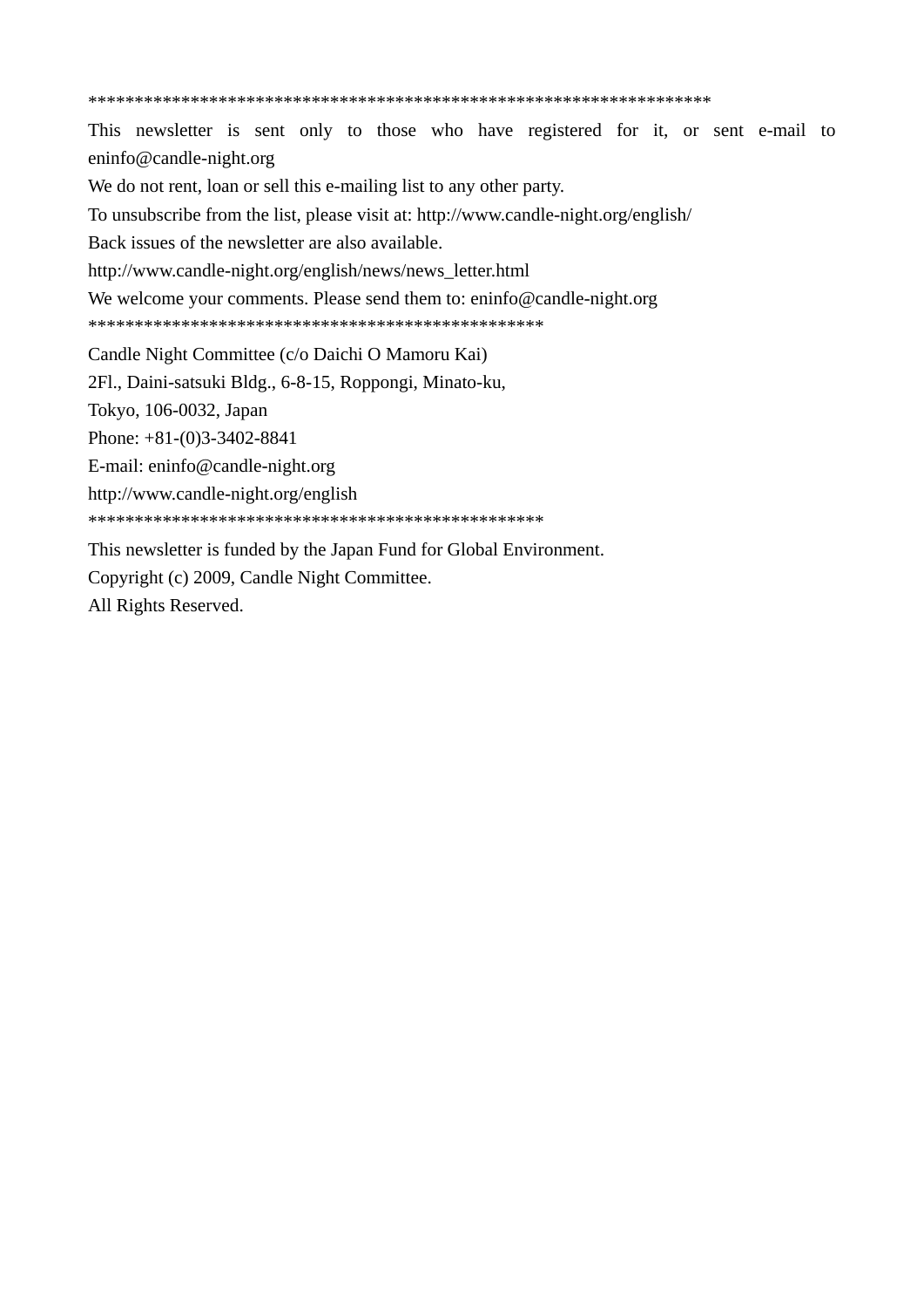******************************************************************

This newsletter is sent only to those who have registered for it, or sent e-mail to eninfo@candle-night.org

We do not rent, loan or sell this e-mailing list to any other party.

To unsubscribe from the list, please visit at: http://www.candle-night.org/english/

Back issues of the newsletter are also available.

http://www.candle-night.org/english/news/news_letter.html

We welcome your comments. Please send them to: eninfo@candle-night.org

************************************************

Candle Night Committee (c/o Daichi O Mamoru Kai)

2Fl., Daini-satsuki Bldg., 6-8-15, Roppongi, Minato-ku,

Tokyo, 106-0032, Japan

Phone: +81-(0)3-3402-8841

E-mail: eninfo@candle-night.org

http://www.candle-night.org/english

************************************************

This newsletter is funded by the Japan Fund for Global Environment.

Copyright (c) 2009, Candle Night Committee.

All Rights Reserved.